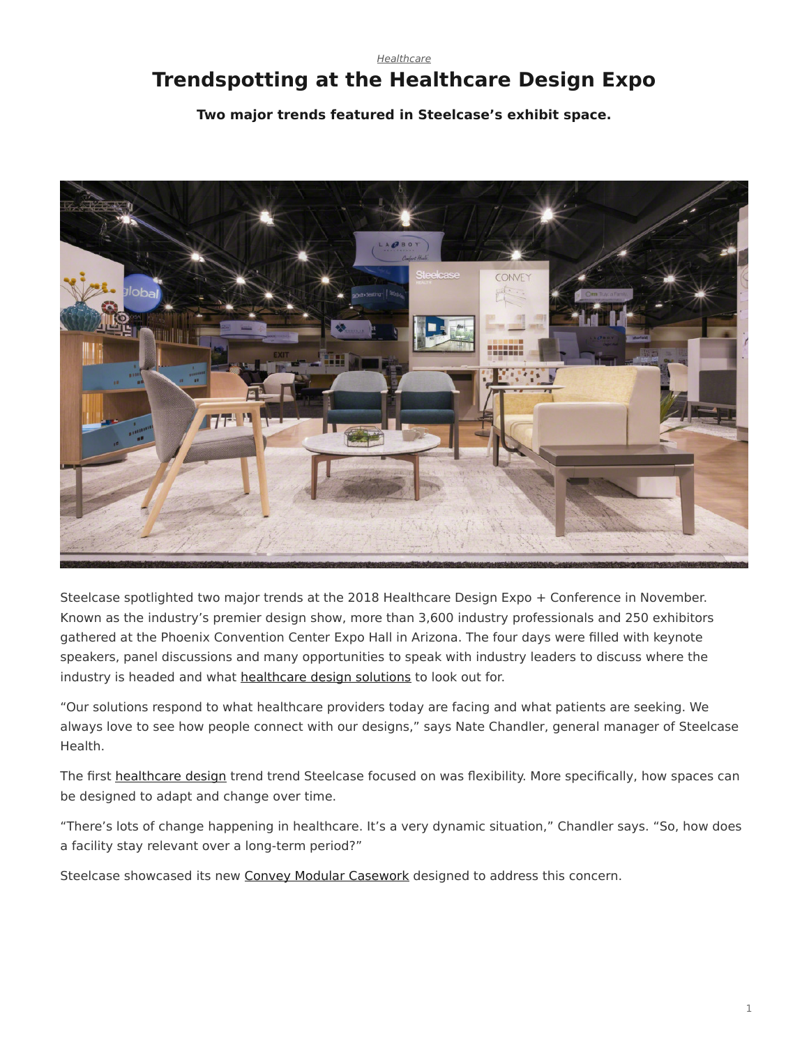*Healthcare*

# Trendspotting at the Healthcare Design Expo

**Two major trends featured in Steelcase's exhibit space.**

Steelcase spotlighted two major trends at the 2018 Healthcare Design Expo + Conference in November. Known as the industry's premier design show, more than 3,600 industry professionals and 250 exhibitors gathered at the Phoenix Convention Center Expo Hall in Arizona. The four days were filled with keynote speakers, panel discussions and many opportunities to speak with industry leaders to discuss where the industry is headed and what healthcare design solutions to look out for.

"Our solutions respond to what healthcare providers today are facing and what patients are seeking. We always love to see how people connect with our designs," says Nate Chandler, general manager of Steelcase Health.

The first healthcare design trend trend Steelcase focused on was flexibility. More specifically, how spaces can be designed to adapt and change over time.

"There's lots of change happening in healthcare. It's a very dynamic situation," Chandler says. "So, how does a facility stay relevant over a long-term period?"

Steelcase showcased its new Convey Modular Casework designed to address this concern.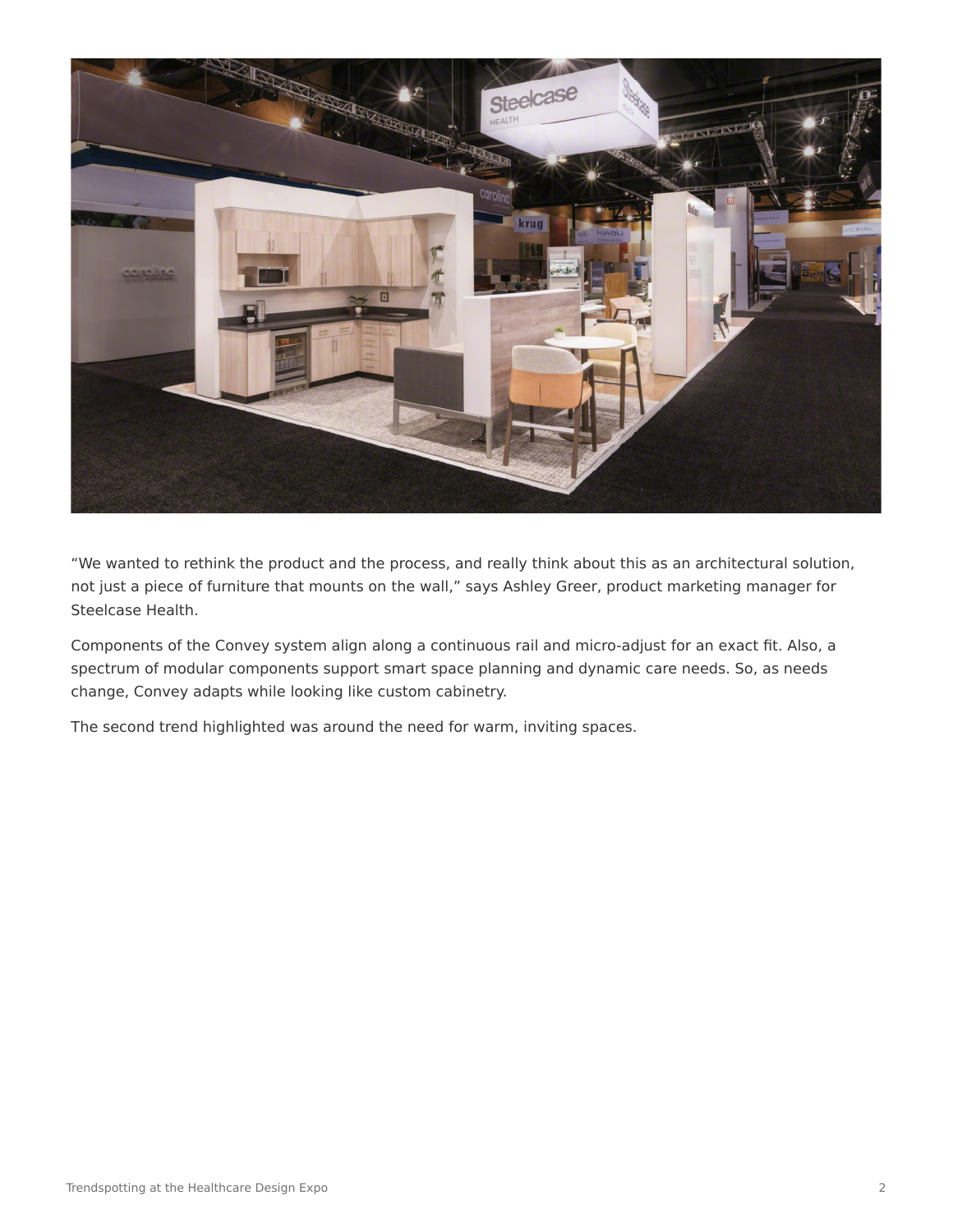“We wanted to rethink the product and the process, and really think about this as an architectural solution, not just a piece of furniture that mounts on the wall,” says Ashley Greer, product marketing manager for Steelcase Health.

Components of the Convey system align along a continuous rail and micro-adjust for an exact fit. Also, a spectrum of modular components support smart space planning and dynamic care needs. So, as needs change, Convey adapts while looking like custom cabinetry.

The second trend highlighted was around the need for warm, inviting spaces.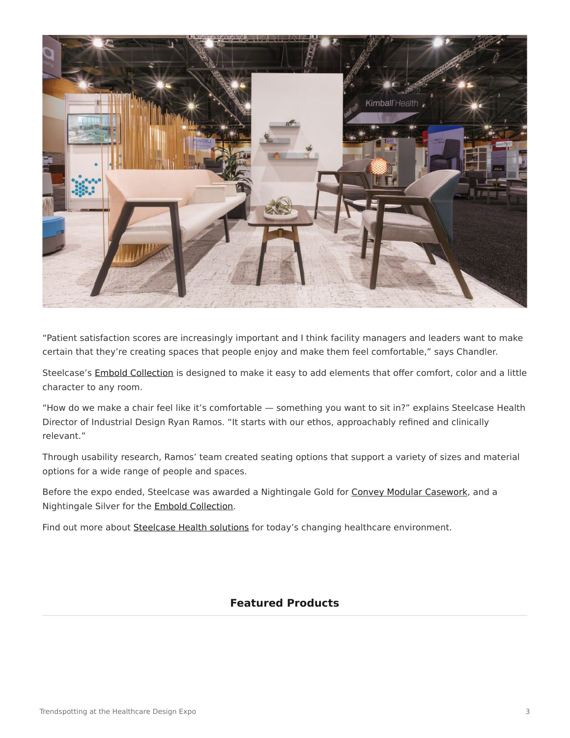"Patient satisfaction scores are increasingly important and I think facility managers and leaders want to make certain that they're creating spaces that people enjoy and make them feel comfortable," says Chandler.

Steelcase's Embold Collection is designed to make it easy to add elements that offer comfort, color and a little character to any room.

"How do we make a chair feel like it's comfortable — something you want to sit in?" explains Steelcase Health Director of Industrial Design Ryan Ramos. "It starts with our ethos, approachably refined and clinically relevant."

Through usability research, Ramos' team created seating options that support a variety of sizes and material options for a wide range of people and spaces.

Before the expo ended, Steelcase was awarded a Nightingale Gold for Convey Modular Casework, and a Nightingale Silver for the Embold Collection.

Find out more about Steelcase Health solutions for today's changing healthcare environment.

**Featured Products**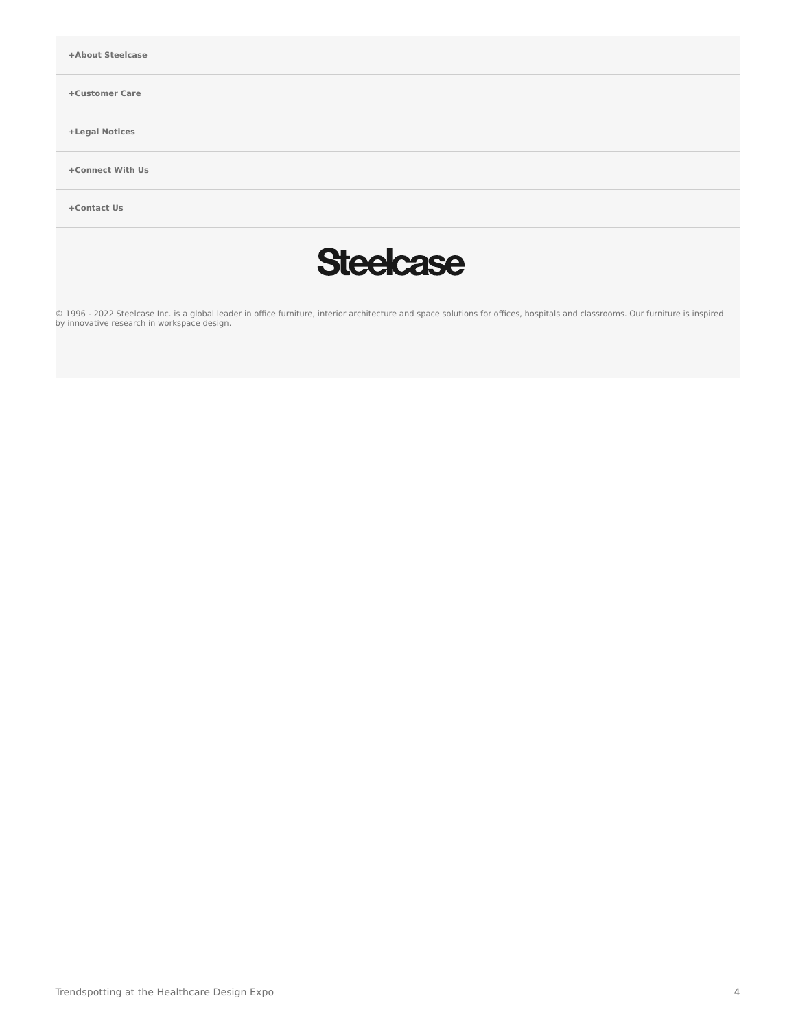**+About Steelcase**

**+Customer Care**

**+Legal Notices**

**+Connect With Us**

**+Contact Us**

Steelcase

© 1996 - 2022 Steelcase Inc. is a global leader in office furniture, interior architecture and space solutions for offices, hospitals and classrooms. Our furniture is inspired by innovative research in workspace design.